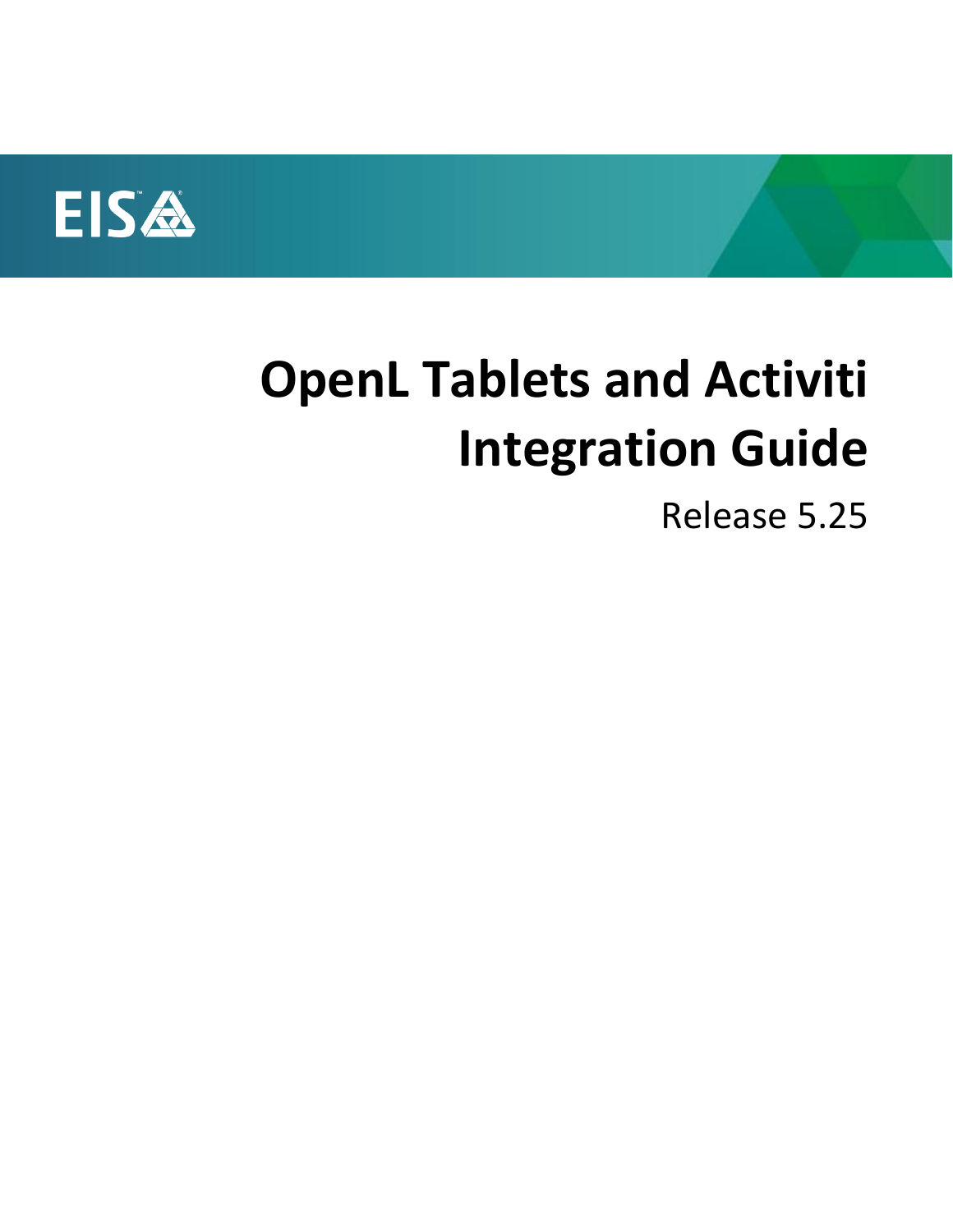EIS

# OpenL Tablets and Activiti Integration Guide

Release 5.25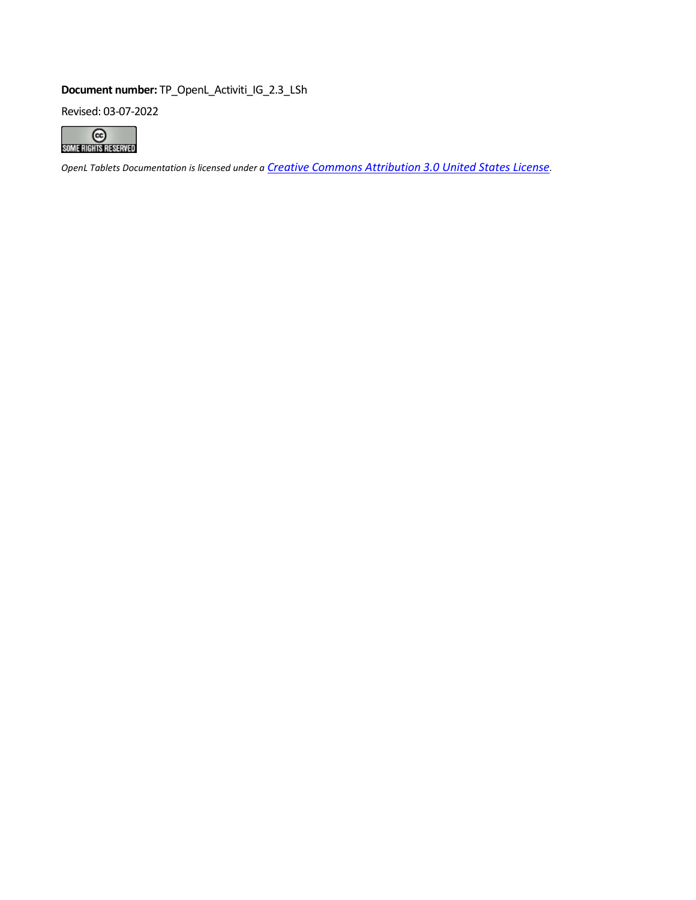**Document number:** TP_OpenL_Activiti_IG_2.3_LSh

Revised: 03-07-2022

*OpenL Tablets Documentation is licensed under a [Creative Commons Attribution 3.0 United States License](http://creativecommons.org/licenses/by/3.0/us/).*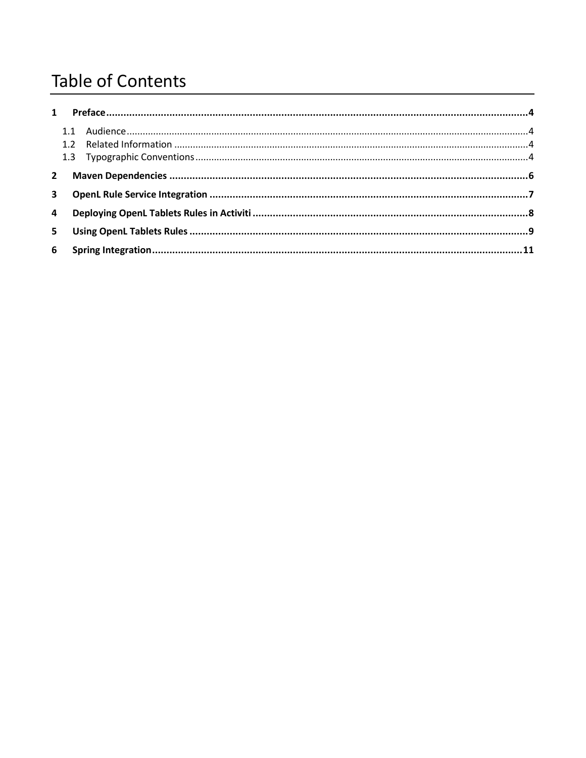# Table of Contents

1 Preface ........................................................................................................................................4

1.1 Audience ........................................................................................................................................4

1.2 Related Information ........................................................................................................................4

1.3 Typographic Conventions ................................................................................................................4

2 Maven Dependencies ........................................................................................................................6

3 OpenL Rule Service Integration ..........................................................................................................7

4 Deploying OpenL Tablets Rules in Activiti ..........................................................................................8

5 Using OpenL Tablets Rules ..................................................................................................................9

6 Spring Integration ............................................................................................................................11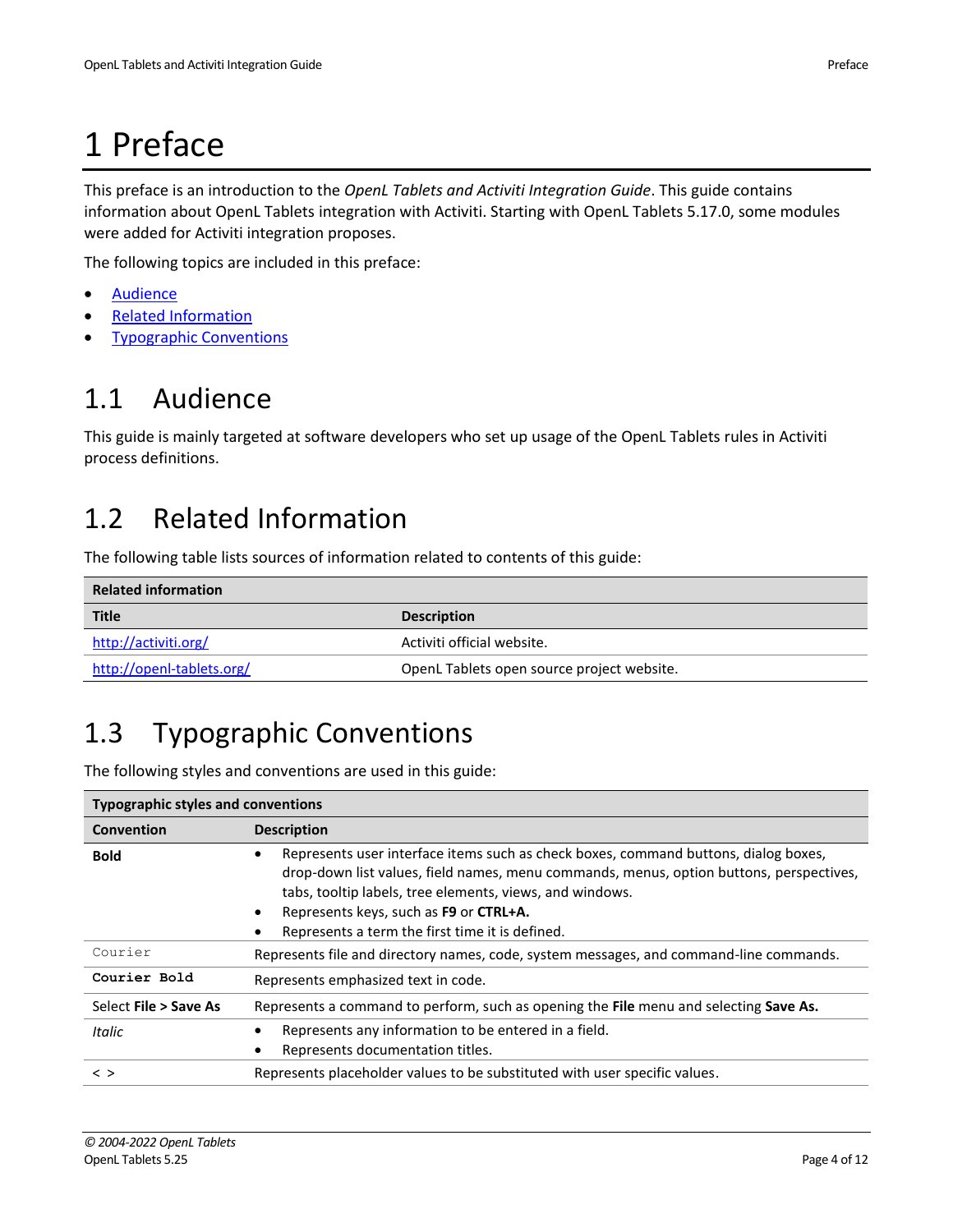# 1 Preface

This preface is an introduction to the *OpenL Tablets and Activiti Integration Guide*. This guide contains information about OpenL Tablets integration with Activiti. Starting with OpenL Tablets 5.17.0, some modules were added for Activiti integration proposes.

The following topics are included in this preface:

- Audience
- Related Information
- Typographic Conventions

## 1.1 Audience

This guide is mainly targeted at software developers who set up usage of the OpenL Tablets rules in Activiti process definitions.

## 1.2 Related Information

The following table lists sources of information related to contents of this guide:

| Related information | |
|---|---|
| **Title** | **Description** |
| http://activiti.org/ | Activiti official website. |
| http://openl-tablets.org/ | OpenL Tablets open source project website. |

## 1.3 Typographic Conventions

The following styles and conventions are used in this guide:

| Typographic styles and conventions | |
|---|---|
| **Convention** | **Description** |
| **Bold** | • Represents user interface items such as check boxes, command buttons, dialog boxes, drop-down list values, field names, menu commands, menus, option buttons, perspectives, tabs, tooltip labels, tree elements, views, and windows.<br>• Represents keys, such as **F9** or **CTRL+A.**<br>• Represents a term the first time it is defined. |
| `Courier` | Represents file and directory names, code, system messages, and command-line commands. |
| **`Courier Bold`** | Represents emphasized text in code. |
| Select **File > Save As** | Represents a command to perform, such as opening the **File** menu and selecting **Save As.** |
| *Italic* | • Represents any information to be entered in a field.<br>• Represents documentation titles. |
| < > | Represents placeholder values to be substituted with user specific values. |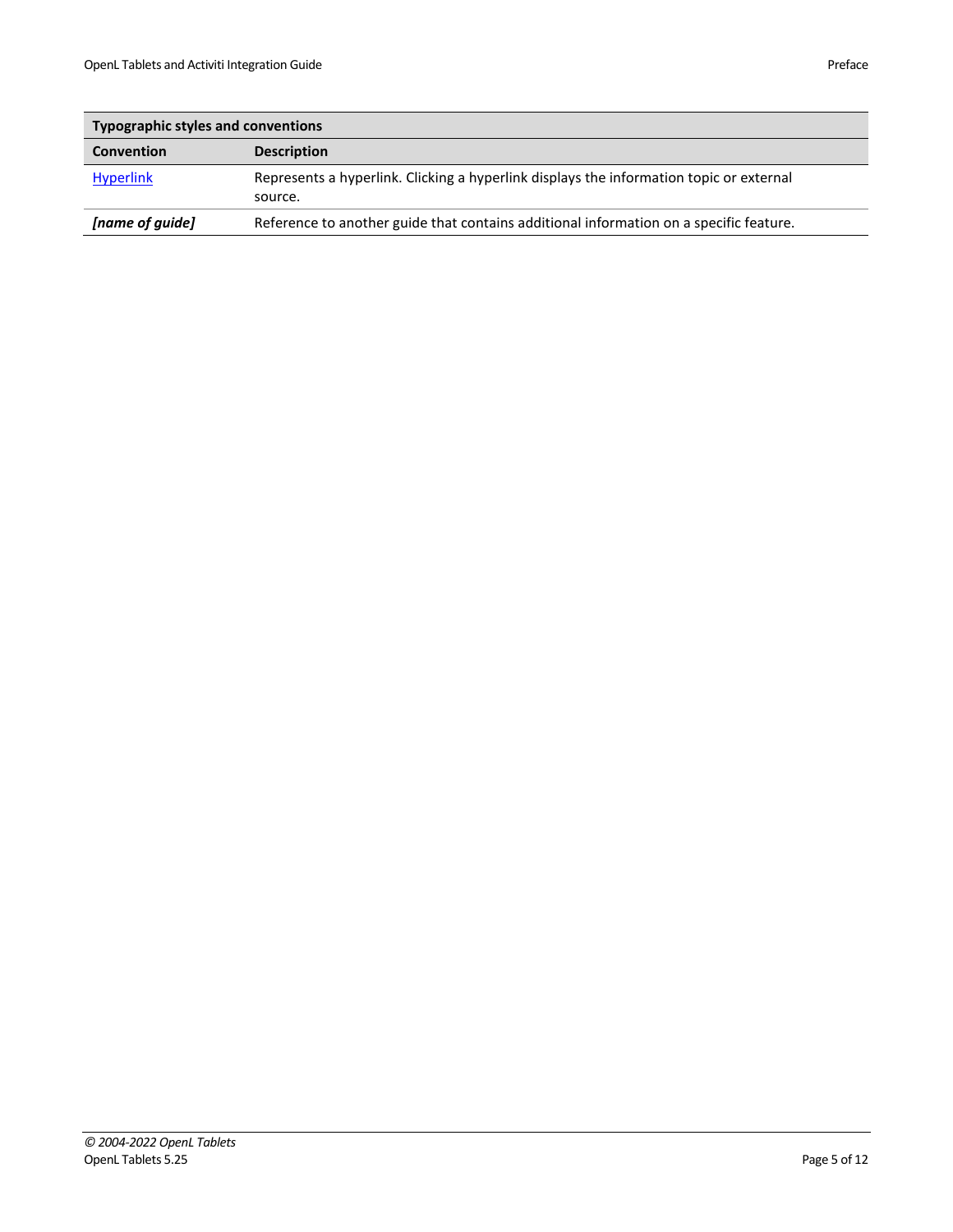| Typographic styles and conventions | |
|---|---|
| **Convention** | **Description** |
| [Hyperlink]() | Represents a hyperlink. Clicking a hyperlink displays the information topic or external source. |
| ***[name of guide]*** | Reference to another guide that contains additional information on a specific feature. |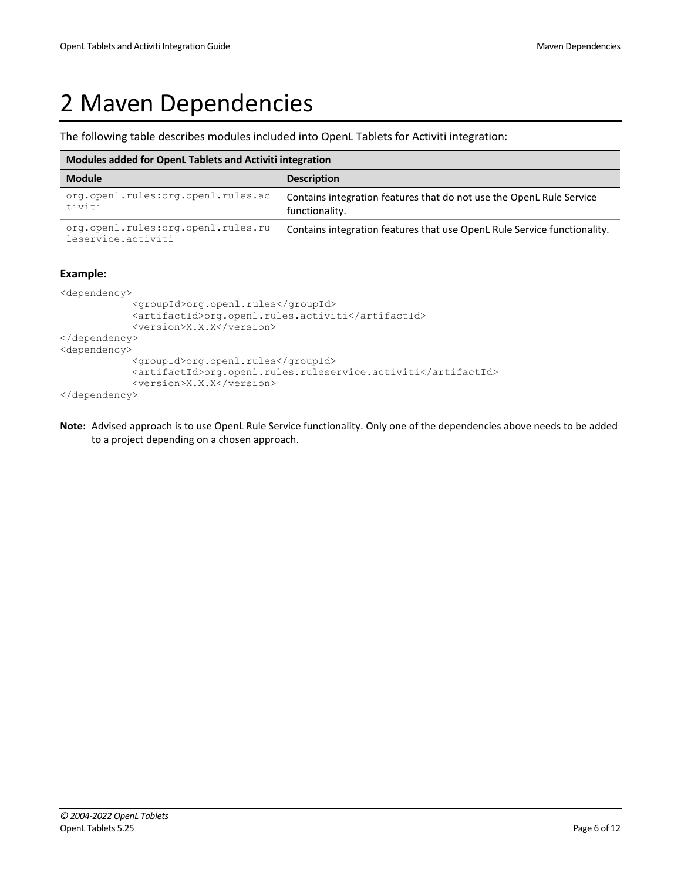# 2 Maven Dependencies

The following table describes modules included into OpenL Tablets for Activiti integration:

| Modules added for OpenL Tablets and Activiti integration | |
|---|---|
| **Module** | **Description** |
| `org.openl.rules:org.openl.rules.activiti` | Contains integration features that do not use the OpenL Rule Service functionality. |
| `org.openl.rules:org.openl.rules.ruleservice.activiti` | Contains integration features that use OpenL Rule Service functionality. |

**Example:**

```
<dependency>
            <groupId>org.openl.rules</groupId>
            <artifactId>org.openl.rules.activiti</artifactId>
            <version>X.X.X</version>
</dependency>
<dependency>
            <groupId>org.openl.rules</groupId>
            <artifactId>org.openl.rules.ruleservice.activiti</artifactId>
            <version>X.X.X</version>
</dependency>
```

**Note:** Advised approach is to use OpenL Rule Service functionality. Only one of the dependencies above needs to be added to a project depending on a chosen approach.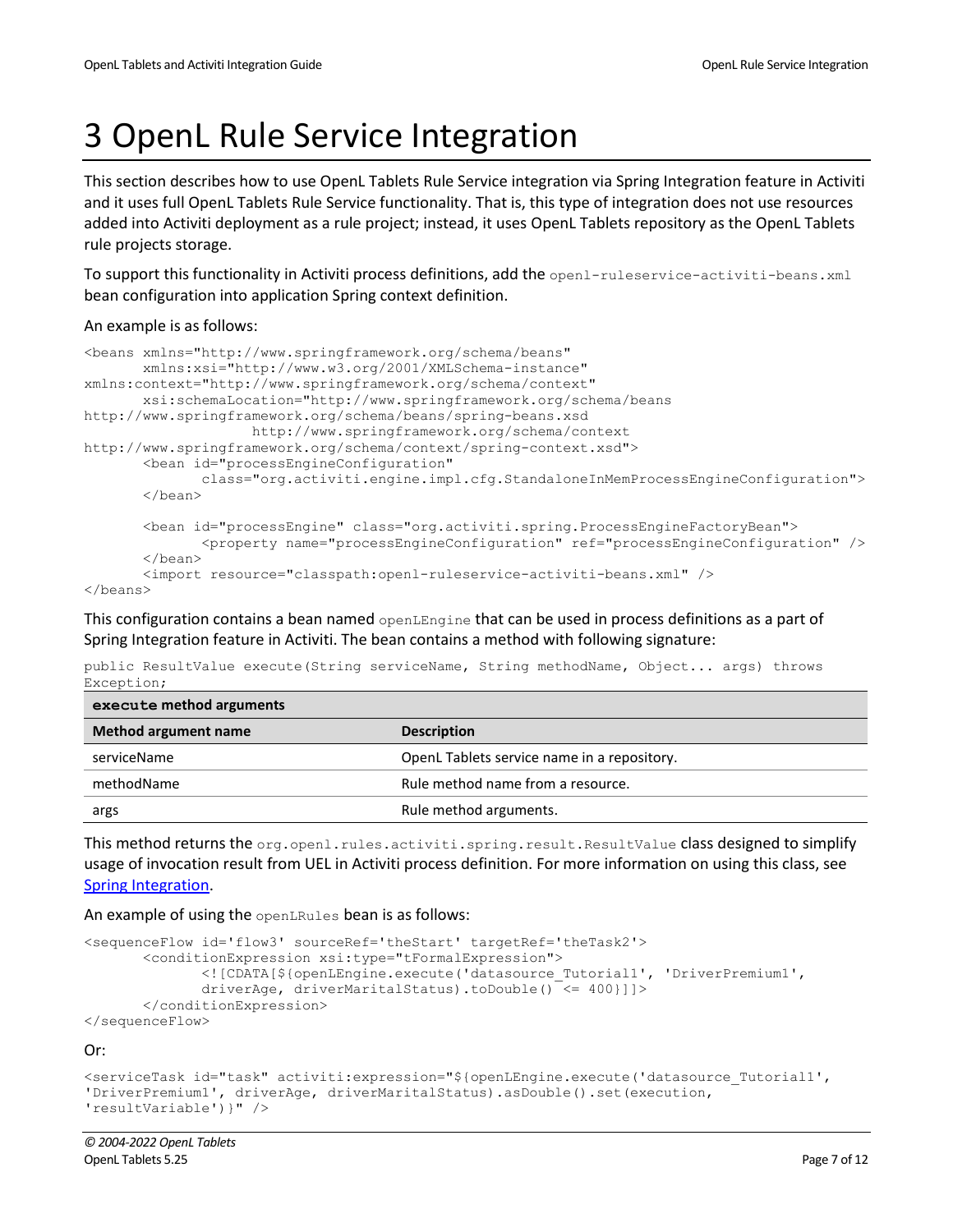# 3 OpenL Rule Service Integration

This section describes how to use OpenL Tablets Rule Service integration via Spring Integration feature in Activiti and it uses full OpenL Tablets Rule Service functionality. That is, this type of integration does not use resources added into Activiti deployment as a rule project; instead, it uses OpenL Tablets repository as the OpenL Tablets rule projects storage.

To support this functionality in Activiti process definitions, add the `openl-ruleservice-activiti-beans.xml` bean configuration into application Spring context definition.

An example is as follows:

```
<beans xmlns="http://www.springframework.org/schema/beans"
       xmlns:xsi="http://www.w3.org/2001/XMLSchema-instance"
xmlns:context="http://www.springframework.org/schema/context"
       xsi:schemaLocation="http://www.springframework.org/schema/beans
http://www.springframework.org/schema/beans/spring-beans.xsd
                 http://www.springframework.org/schema/context
http://www.springframework.org/schema/context/spring-context.xsd">
       <bean id="processEngineConfiguration"
              class="org.activiti.engine.impl.cfg.StandaloneInMemProcessEngineConfiguration">
       </bean>

       <bean id="processEngine" class="org.activiti.spring.ProcessEngineFactoryBean">
              <property name="processEngineConfiguration" ref="processEngineConfiguration" />
       </bean>
       <import resource="classpath:openl-ruleservice-activiti-beans.xml" />
</beans>
```

This configuration contains a bean named `openLEngine` that can be used in process definitions as a part of Spring Integration feature in Activiti. The bean contains a method with following signature:

```
public ResultValue execute(String serviceName, String methodName, Object... args) throws
Exception;
```

| **`execute` method arguments** | |
|---|---|
| **Method argument name** | **Description** |
| serviceName | OpenL Tablets service name in a repository. |
| methodName | Rule method name from a resource. |
| args | Rule method arguments. |

This method returns the `org.openl.rules.activiti.spring.result.ResultValue` class designed to simplify usage of invocation result from UEL in Activiti process definition. For more information on using this class, see Spring Integration.

An example of using the `openLRules` bean is as follows:

```
<sequenceFlow id='flow3' sourceRef='theStart' targetRef='theTask2'>
       <conditionExpression xsi:type="tFormalExpression">
              <![CDATA[${openLEngine.execute('datasource_Tutorial1', 'DriverPremium1',
              driverAge, driverMaritalStatus).toDouble() <= 400}]]>
       </conditionExpression>
</sequenceFlow>
```

Or:

```
<serviceTask id="task" activiti:expression="${openLEngine.execute('datasource_Tutorial1',
'DriverPremium1', driverAge, driverMaritalStatus).asDouble().set(execution,
'resultVariable')}" />
```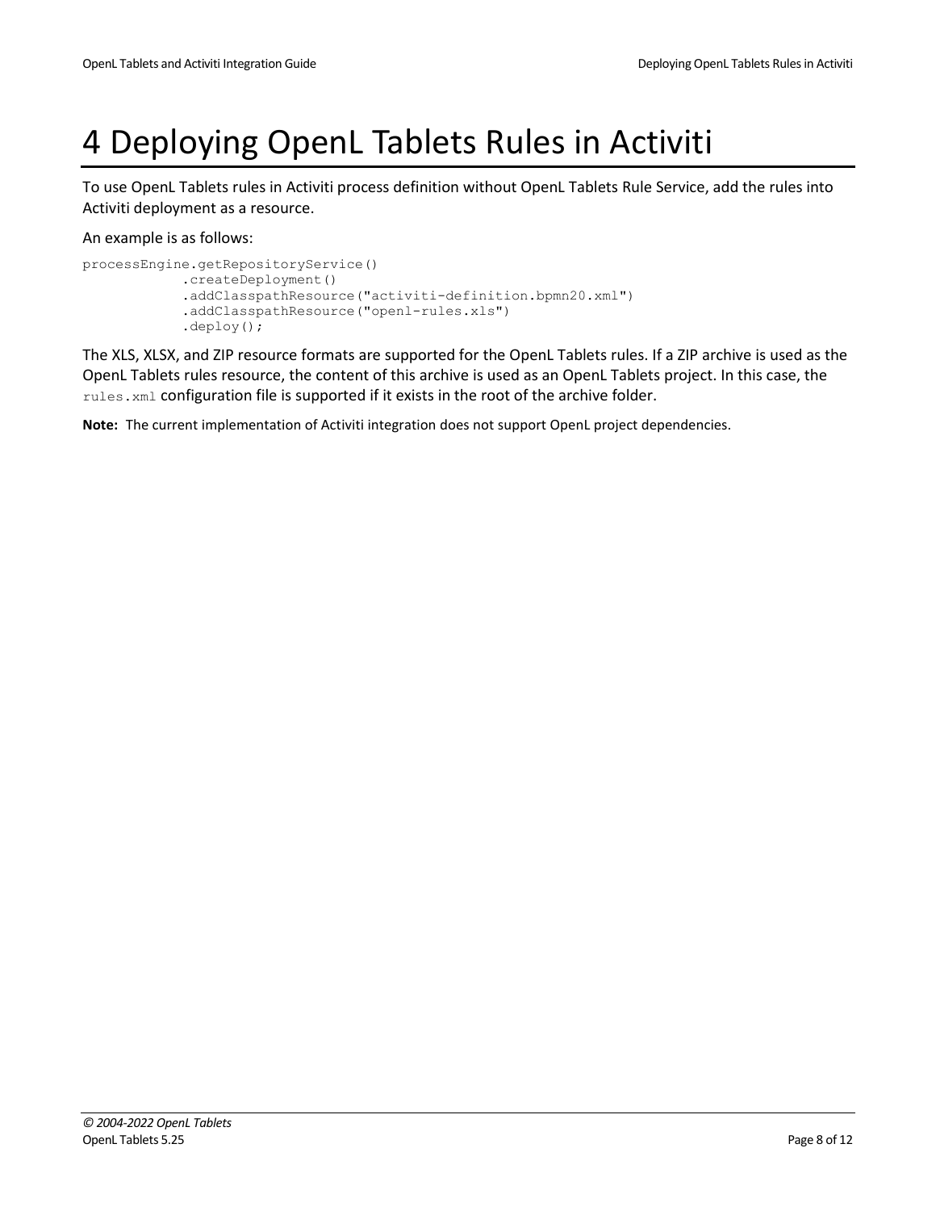# 4 Deploying OpenL Tablets Rules in Activiti

To use OpenL Tablets rules in Activiti process definition without OpenL Tablets Rule Service, add the rules into Activiti deployment as a resource.

An example is as follows:

```
processEngine.getRepositoryService()
            .createDeployment()
            .addClasspathResource("activiti-definition.bpmn20.xml")
            .addClasspathResource("openl-rules.xls")
            .deploy();
```

The XLS, XLSX, and ZIP resource formats are supported for the OpenL Tablets rules. If a ZIP archive is used as the OpenL Tablets rules resource, the content of this archive is used as an OpenL Tablets project. In this case, the `rules.xml` configuration file is supported if it exists in the root of the archive folder.

**Note:** The current implementation of Activiti integration does not support OpenL project dependencies.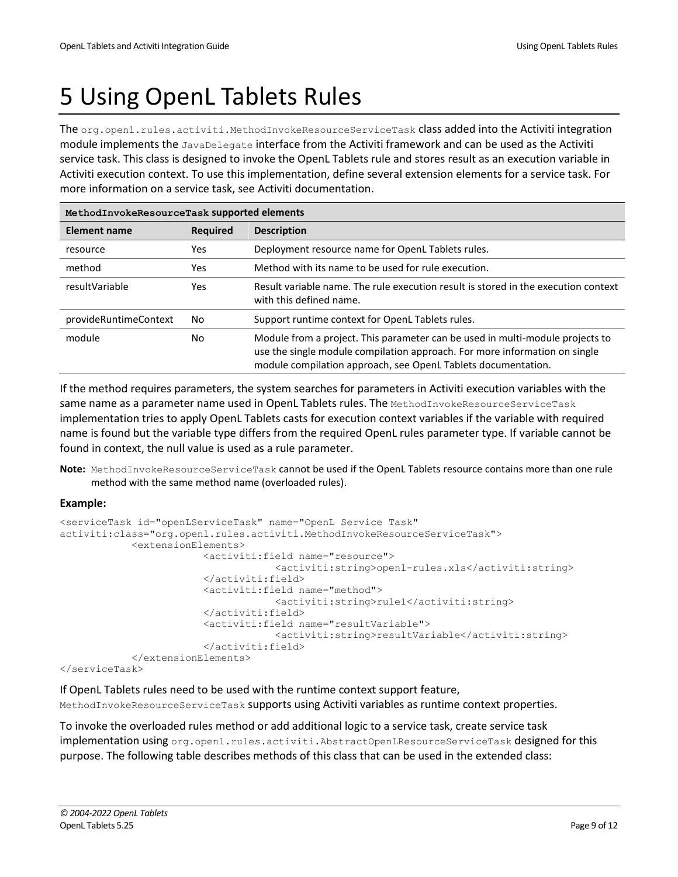# 5 Using OpenL Tablets Rules

The `org.openl.rules.activiti.MethodInvokeResourceServiceTask` class added into the Activiti integration module implements the `JavaDelegate` interface from the Activiti framework and can be used as the Activiti service task. This class is designed to invoke the OpenL Tablets rule and stores result as an execution variable in Activiti execution context. To use this implementation, define several extension elements for a service task. For more information on a service task, see Activiti documentation.

| **`MethodInvokeResourceTask` supported elements** | | |
|---|---|---|
| **Element name** | **Required** | **Description** |
| resource | Yes | Deployment resource name for OpenL Tablets rules. |
| method | Yes | Method with its name to be used for rule execution. |
| resultVariable | Yes | Result variable name. The rule execution result is stored in the execution context with this defined name. |
| provideRuntimeContext | No | Support runtime context for OpenL Tablets rules. |
| module | No | Module from a project. This parameter can be used in multi-module projects to use the single module compilation approach. For more information on single module compilation approach, see OpenL Tablets documentation. |

If the method requires parameters, the system searches for parameters in Activiti execution variables with the same name as a parameter name used in OpenL Tablets rules. The `MethodInvokeResourceServiceTask` implementation tries to apply OpenL Tablets casts for execution context variables if the variable with required name is found but the variable type differs from the required OpenL rules parameter type. If variable cannot be found in context, the null value is used as a rule parameter.

**Note:** `MethodInvokeResourceServiceTask` cannot be used if the OpenL Tablets resource contains more than one rule method with the same method name (overloaded rules).

**Example:**

```
<serviceTask id="openLServiceTask" name="OpenL Service Task"
activiti:class="org.openl.rules.activiti.MethodInvokeResourceServiceTask">
            <extensionElements>
                        <activiti:field name="resource">
                                    <activiti:string>openl-rules.xls</activiti:string>
                        </activiti:field>
                        <activiti:field name="method">
                                    <activiti:string>rule1</activiti:string>
                        </activiti:field>
                        <activiti:field name="resultVariable">
                                    <activiti:string>resultVariable</activiti:string>
                        </activiti:field>
            </extensionElements>
</serviceTask>
```

If OpenL Tablets rules need to be used with the runtime context support feature, `MethodInvokeResourceServiceTask` supports using Activiti variables as runtime context properties.

To invoke the overloaded rules method or add additional logic to a service task, create service task implementation using `org.openl.rules.activiti.AbstractOpenLResourceServiceTask` designed for this purpose. The following table describes methods of this class that can be used in the extended class: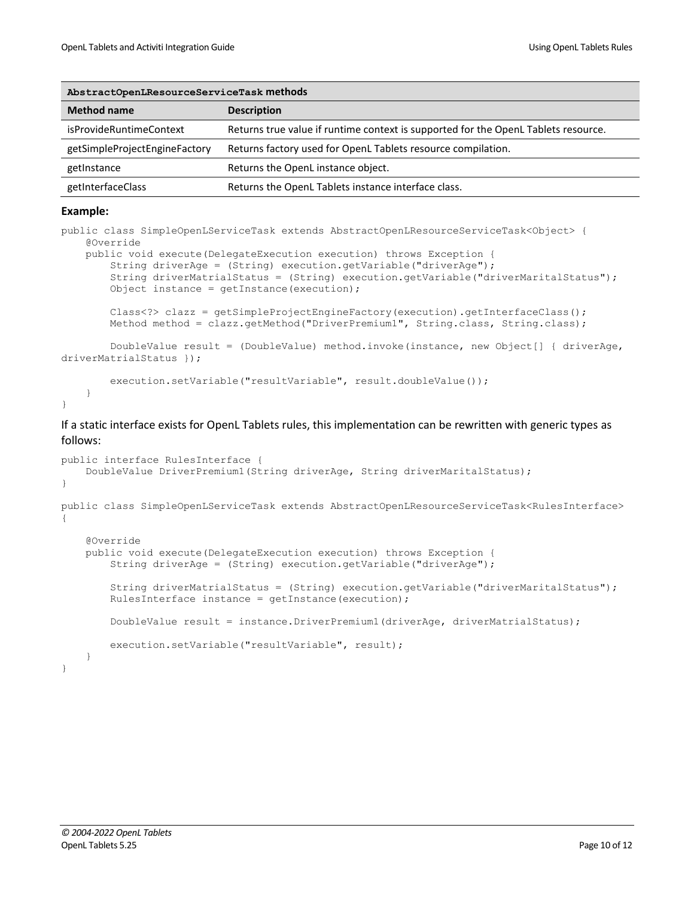| **`AbstractOpenLResourceServiceTask` methods** | |
|---|---|
| **Method name** | **Description** |
| isProvideRuntimeContext | Returns true value if runtime context is supported for the OpenL Tablets resource. |
| getSimpleProjectEngineFactory | Returns factory used for OpenL Tablets resource compilation. |
| getInstance | Returns the OpenL instance object. |
| getInterfaceClass | Returns the OpenL Tablets instance interface class. |

**Example:**

```
public class SimpleOpenLServiceTask extends AbstractOpenLResourceServiceTask<Object> {
    @Override
    public void execute(DelegateExecution execution) throws Exception {
        String driverAge = (String) execution.getVariable("driverAge");
        String driverMatrialStatus = (String) execution.getVariable("driverMaritalStatus");
        Object instance = getInstance(execution);

        Class<?> clazz = getSimpleProjectEngineFactory(execution).getInterfaceClass();
        Method method = clazz.getMethod("DriverPremium1", String.class, String.class);

        DoubleValue result = (DoubleValue) method.invoke(instance, new Object[] { driverAge, 
driverMatrialStatus });

        execution.setVariable("resultVariable", result.doubleValue());
    }
}
```

If a static interface exists for OpenL Tablets rules, this implementation can be rewritten with generic types as follows:

```
public interface RulesInterface {
    DoubleValue DriverPremium1(String driverAge, String driverMaritalStatus);
}

public class SimpleOpenLServiceTask extends AbstractOpenLResourceServiceTask<RulesInterface> 
{

    @Override
    public void execute(DelegateExecution execution) throws Exception {
        String driverAge = (String) execution.getVariable("driverAge");

        String driverMatrialStatus = (String) execution.getVariable("driverMaritalStatus");
        RulesInterface instance = getInstance(execution);

        DoubleValue result = instance.DriverPremium1(driverAge, driverMatrialStatus);

        execution.setVariable("resultVariable", result);
    }
}
```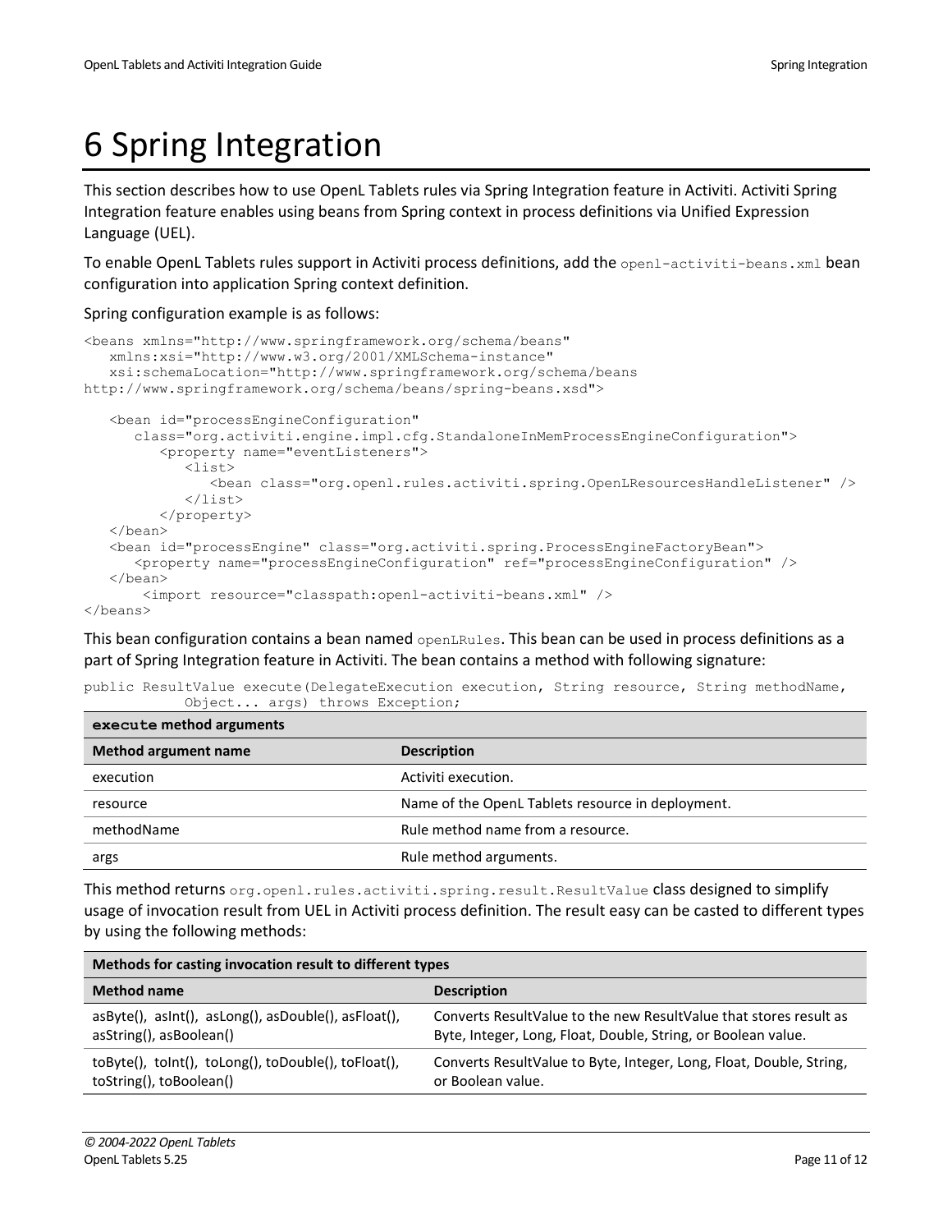# 6 Spring Integration

This section describes how to use OpenL Tablets rules via Spring Integration feature in Activiti. Activiti Spring Integration feature enables using beans from Spring context in process definitions via Unified Expression Language (UEL).

To enable OpenL Tablets rules support in Activiti process definitions, add the `openl-activiti-beans.xml` bean configuration into application Spring context definition.

Spring configuration example is as follows:

```
<beans xmlns="http://www.springframework.org/schema/beans"
   xmlns:xsi="http://www.w3.org/2001/XMLSchema-instance"
   xsi:schemaLocation="http://www.springframework.org/schema/beans
http://www.springframework.org/schema/beans/spring-beans.xsd">

   <bean id="processEngineConfiguration"
      class="org.activiti.engine.impl.cfg.StandaloneInMemProcessEngineConfiguration">
         <property name="eventListeners">
            <list>
               <bean class="org.openl.rules.activiti.spring.OpenLResourcesHandleListener" />
            </list>
         </property>
   </bean>
   <bean id="processEngine" class="org.activiti.spring.ProcessEngineFactoryBean">
      <property name="processEngineConfiguration" ref="processEngineConfiguration" />
   </bean>
       <import resource="classpath:openl-activiti-beans.xml" />
</beans>
```

This bean configuration contains a bean named `openLRules`. This bean can be used in process definitions as a part of Spring Integration feature in Activiti. The bean contains a method with following signature:

```
public ResultValue execute(DelegateExecution execution, String resource, String methodName,
            Object... args) throws Exception;
```

**`execute` method arguments**

| Method argument name | Description |
|---|---|
| execution | Activiti execution. |
| resource | Name of the OpenL Tablets resource in deployment. |
| methodName | Rule method name from a resource. |
| args | Rule method arguments. |

This method returns `org.openl.rules.activiti.spring.result.ResultValue` class designed to simplify usage of invocation result from UEL in Activiti process definition. The result easy can be casted to different types by using the following methods:

**Methods for casting invocation result to different types**

| Method name | Description |
|---|---|
| asByte(), asInt(), asLong(), asDouble(), asFloat(), asString(), asBoolean() | Converts ResultValue to the new ResultValue that stores result as Byte, Integer, Long, Float, Double, String, or Boolean value. |
| toByte(), toInt(), toLong(), toDouble(), toFloat(), toString(), toBoolean() | Converts ResultValue to Byte, Integer, Long, Float, Double, String, or Boolean value. |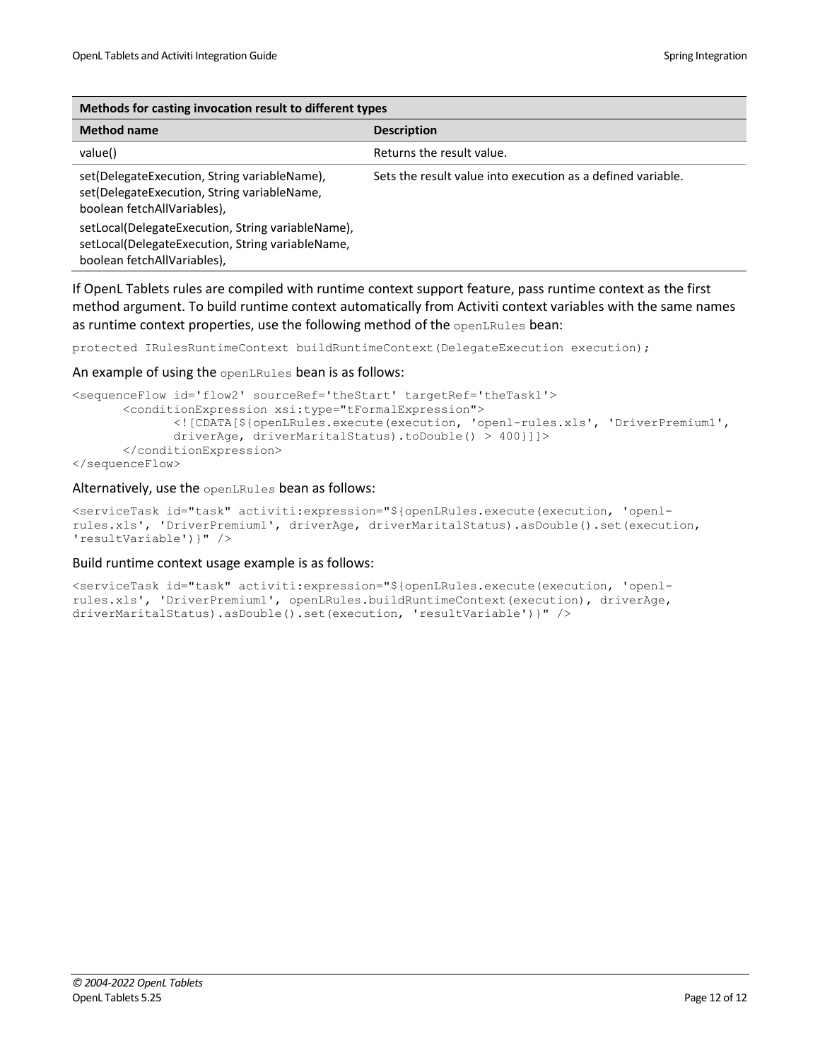| Methods for casting invocation result to different types | |
|---|---|
| **Method name** | **Description** |
| value() | Returns the result value. |
| set(DelegateExecution, String variableName), set(DelegateExecution, String variableName, boolean fetchAllVariables), setLocal(DelegateExecution, String variableName), setLocal(DelegateExecution, String variableName, boolean fetchAllVariables), | Sets the result value into execution as a defined variable. |

If OpenL Tablets rules are compiled with runtime context support feature, pass runtime context as the first method argument. To build runtime context automatically from Activiti context variables with the same names as runtime context properties, use the following method of the `openLRules` bean:

```
protected IRulesRuntimeContext buildRuntimeContext(DelegateExecution execution);
```

An example of using the `openLRules` bean is as follows:

```
<sequenceFlow id='flow2' sourceRef='theStart' targetRef='theTask1'>
      <conditionExpression xsi:type="tFormalExpression">
            <![CDATA[${openLRules.execute(execution, 'openl-rules.xls', 'DriverPremium1',
            driverAge, driverMaritalStatus).toDouble() > 400}]]>
      </conditionExpression>
</sequenceFlow>
```

Alternatively, use the `openLRules` bean as follows:

```
<serviceTask id="task" activiti:expression="${openLRules.execute(execution, 'openl-
rules.xls', 'DriverPremium1', driverAge, driverMaritalStatus).asDouble().set(execution,
'resultVariable')}" />
```

Build runtime context usage example is as follows:

```
<serviceTask id="task" activiti:expression="${openLRules.execute(execution, 'openl-
rules.xls', 'DriverPremium1', openLRules.buildRuntimeContext(execution), driverAge,
driverMaritalStatus).asDouble().set(execution, 'resultVariable')}" />
```